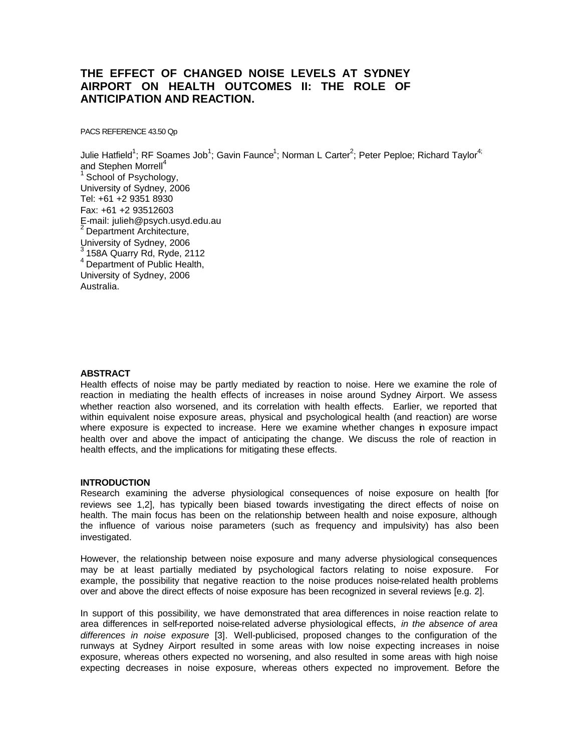# THE EFFECT OF CHANGED NOISE LEVELS AT SYDNEY AIRPORT ON HEALTH OUTCOMES II: THE ROLE OF ANTICIPATION AND REACTION.

PACS REFERENCE 43.50 Qp

Julie Hatfield[1]; RF Soames Job[1]; Gavin Faunce[1]; Norman L Carter[2]; Peter Peploe; Richard Taylor[4]; and Stephen Morrell[4]

[1] School of Psychology,
University of Sydney, 2006
Tel: +61 +2 9351 8930
Fax: +61 +2 93512603
E-mail: julieh@psych.usyd.edu.au

[2] Department Architecture,
University of Sydney, 2006

[3] 158A Quarry Rd, Ryde, 2112

[4] Department of Public Health,
University of Sydney, 2006
Australia.

### ABSTRACT

Health effects of noise may be partly mediated by reaction to noise. Here we examine the role of reaction in mediating the health effects of increases in noise around Sydney Airport. We assess whether reaction also worsened, and its correlation with health effects. Earlier, we reported that within equivalent noise exposure areas, physical and psychological health (and reaction) are worse where exposure is expected to increase. Here we examine whether changes in exposure impact health over and above the impact of anticipating the change. We discuss the role of reaction in health effects, and the implications for mitigating these effects.

### INTRODUCTION

Research examining the adverse physiological consequences of noise exposure on health [for reviews see 1,2], has typically been biased towards investigating the direct effects of noise on health. The main focus has been on the relationship between health and noise exposure, although the influence of various noise parameters (such as frequency and impulsivity) has also been investigated.

However, the relationship between noise exposure and many adverse physiological consequences may be at least partially mediated by psychological factors relating to noise exposure. For example, the possibility that negative reaction to the noise produces noise-related health problems over and above the direct effects of noise exposure has been recognized in several reviews [e.g. 2].

In support of this possibility, we have demonstrated that area differences in noise reaction relate to area differences in self-reported noise-related adverse physiological effects, *in the absence of area differences in noise exposure* [3]. Well-publicised, proposed changes to the configuration of the runways at Sydney Airport resulted in some areas with low noise expecting increases in noise exposure, whereas others expected no worsening, and also resulted in some areas with high noise expecting decreases in noise exposure, whereas others expected no improvement. Before the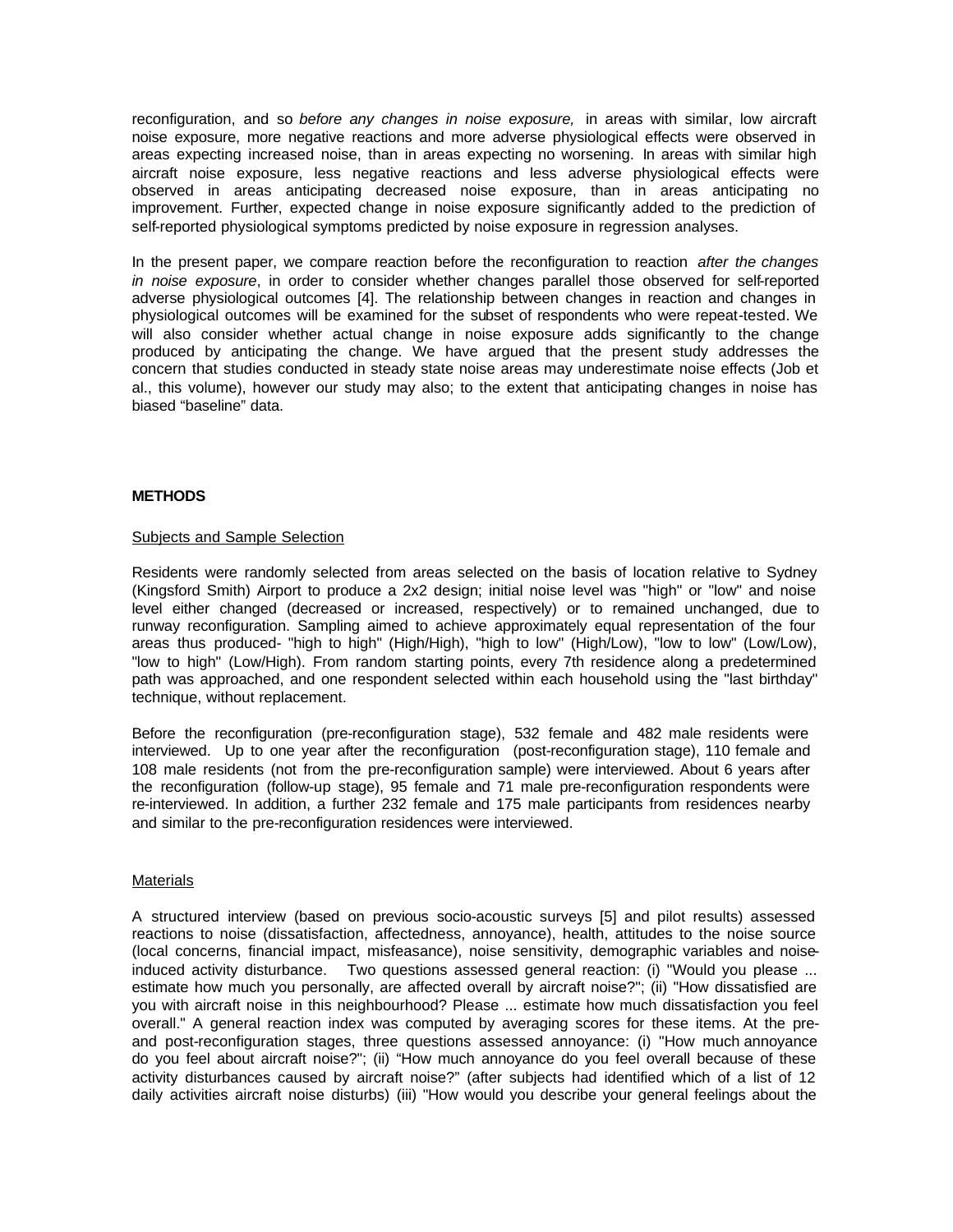reconfiguration, and so *before any changes in noise exposure,* in areas with similar, low aircraft noise exposure, more negative reactions and more adverse physiological effects were observed in areas expecting increased noise, than in areas expecting no worsening. In areas with similar high aircraft noise exposure, less negative reactions and less adverse physiological effects were observed in areas anticipating decreased noise exposure, than in areas anticipating no improvement. Further, expected change in noise exposure significantly added to the prediction of self-reported physiological symptoms predicted by noise exposure in regression analyses.

In the present paper, we compare reaction before the reconfiguration to reaction *after the changes in noise exposure*, in order to consider whether changes parallel those observed for self-reported adverse physiological outcomes [4]. The relationship between changes in reaction and changes in physiological outcomes will be examined for the subset of respondents who were repeat-tested. We will also consider whether actual change in noise exposure adds significantly to the change produced by anticipating the change. We have argued that the present study addresses the concern that studies conducted in steady state noise areas may underestimate noise effects (Job et al., this volume), however our study may also; to the extent that anticipating changes in noise has biased "baseline" data.

## METHODS

### Subjects and Sample Selection

Residents were randomly selected from areas selected on the basis of location relative to Sydney (Kingsford Smith) Airport to produce a 2x2 design; initial noise level was "high" or "low" and noise level either changed (decreased or increased, respectively) or to remained unchanged, due to runway reconfiguration. Sampling aimed to achieve approximately equal representation of the four areas thus produced- "high to high" (High/High), "high to low" (High/Low), "low to low" (Low/Low), "low to high" (Low/High). From random starting points, every 7th residence along a predetermined path was approached, and one respondent selected within each household using the "last birthday" technique, without replacement.

Before the reconfiguration (pre-reconfiguration stage), 532 female and 482 male residents were interviewed. Up to one year after the reconfiguration (post-reconfiguration stage), 110 female and 108 male residents (not from the pre-reconfiguration sample) were interviewed. About 6 years after the reconfiguration (follow-up stage), 95 female and 71 male pre-reconfiguration respondents were re-interviewed. In addition, a further 232 female and 175 male participants from residences nearby and similar to the pre-reconfiguration residences were interviewed.

### Materials

A structured interview (based on previous socio-acoustic surveys [5] and pilot results) assessed reactions to noise (dissatisfaction, affectedness, annoyance), health, attitudes to the noise source (local concerns, financial impact, misfeasance), noise sensitivity, demographic variables and noise-induced activity disturbance. Two questions assessed general reaction: (i) "Would you please ... estimate how much you personally, are affected overall by aircraft noise?"; (ii) "How dissatisfied are you with aircraft noise in this neighbourhood? Please ... estimate how much dissatisfaction you feel overall." A general reaction index was computed by averaging scores for these items. At the pre- and post-reconfiguration stages, three questions assessed annoyance: (i) "How much annoyance do you feel about aircraft noise?"; (ii) "How much annoyance do you feel overall because of these activity disturbances caused by aircraft noise?" (after subjects had identified which of a list of 12 daily activities aircraft noise disturbs) (iii) "How would you describe your general feelings about the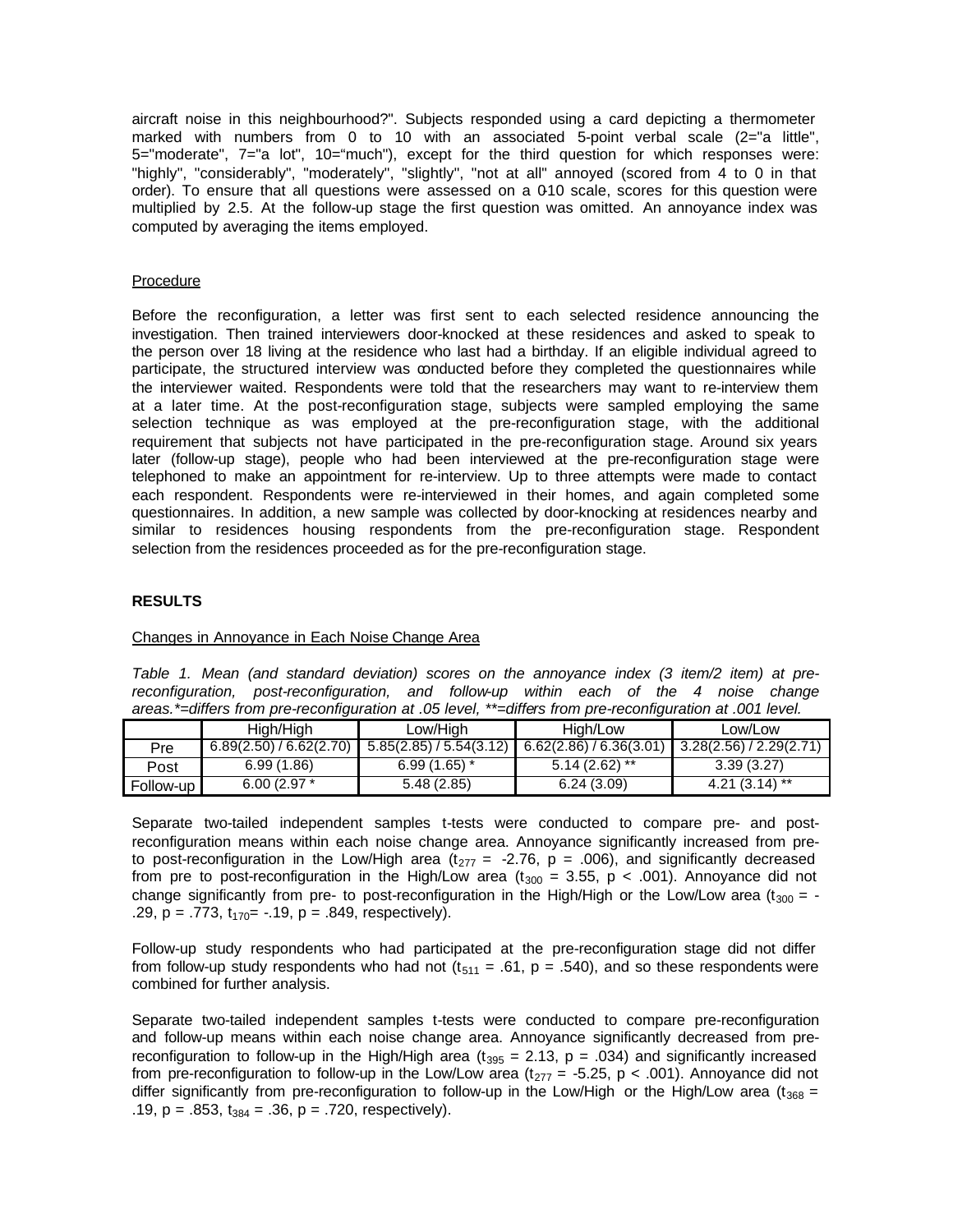aircraft noise in this neighbourhood?". Subjects responded using a card depicting a thermometer marked with numbers from 0 to 10 with an associated 5-point verbal scale (2="a little", 5="moderate", 7="a lot", 10="much"), except for the third question for which responses were: "highly", "considerably", "moderately", "slightly", "not at all" annoyed (scored from 4 to 0 in that order). To ensure that all questions were assessed on a 0-10 scale, scores for this question were multiplied by 2.5. At the follow-up stage the first question was omitted. An annoyance index was computed by averaging the items employed.

## Procedure

Before the reconfiguration, a letter was first sent to each selected residence announcing the investigation. Then trained interviewers door-knocked at these residences and asked to speak to the person over 18 living at the residence who last had a birthday. If an eligible individual agreed to participate, the structured interview was conducted before they completed the questionnaires while the interviewer waited. Respondents were told that the researchers may want to re-interview them at a later time. At the post-reconfiguration stage, subjects were sampled employing the same selection technique as was employed at the pre-reconfiguration stage, with the additional requirement that subjects not have participated in the pre-reconfiguration stage. Around six years later (follow-up stage), people who had been interviewed at the pre-reconfiguration stage were telephoned to make an appointment for re-interview. Up to three attempts were made to contact each respondent. Respondents were re-interviewed in their homes, and again completed some questionnaires. In addition, a new sample was collected by door-knocking at residences nearby and similar to residences housing respondents from the pre-reconfiguration stage. Respondent selection from the residences proceeded as for the pre-reconfiguration stage.

# RESULTS

## Changes in Annoyance in Each Noise Change Area

*Table 1. Mean (and standard deviation) scores on the annoyance index (3 item/2 item) at pre-reconfiguration, post-reconfiguration, and follow-up within each of the 4 noise change areas.*=differs from pre-reconfiguration at .05 level, **=differs from pre-reconfiguration at .001 level.*

| | High/High | Low/High | High/Low | Low/Low |
|---|---|---|---|---|
| Pre | 6.89(2.50) / 6.62(2.70) | 5.85(2.85) / 5.54(3.12) | 6.62(2.86) / 6.36(3.01) | 3.28(2.56) / 2.29(2.71) |
| Post | 6.99 (1.86) | 6.99 (1.65) * | 5.14 (2.62) ** | 3.39 (3.27) |
| Follow-up | 6.00 (2.97 * | 5.48 (2.85) | 6.24 (3.09) | 4.21 (3.14) ** |

Separate two-tailed independent samples t-tests were conducted to compare pre- and post-reconfiguration means within each noise change area. Annoyance significantly increased from pre- to post-reconfiguration in the Low/High area ($t_{277}$ = -2.76, p = .006), and significantly decreased from pre to post-reconfiguration in the High/Low area ($t_{300}$ = 3.55, p < .001). Annoyance did not change significantly from pre- to post-reconfiguration in the High/High or the Low/Low area ($t_{300}$ = -.29, p = .773, $t_{170}$= -.19, p = .849, respectively).

Follow-up study respondents who had participated at the pre-reconfiguration stage did not differ from follow-up study respondents who had not ($t_{511}$ = .61, p = .540), and so these respondents were combined for further analysis.

Separate two-tailed independent samples t-tests were conducted to compare pre-reconfiguration and follow-up means within each noise change area. Annoyance significantly decreased from pre-reconfiguration to follow-up in the High/High area ($t_{395}$ = 2.13, p = .034) and significantly increased from pre-reconfiguration to follow-up in the Low/Low area ($t_{277}$ = -5.25, p < .001). Annoyance did not differ significantly from pre-reconfiguration to follow-up in the Low/High or the High/Low area ($t_{368}$ = .19, p = .853, $t_{384}$ = .36, p = .720, respectively).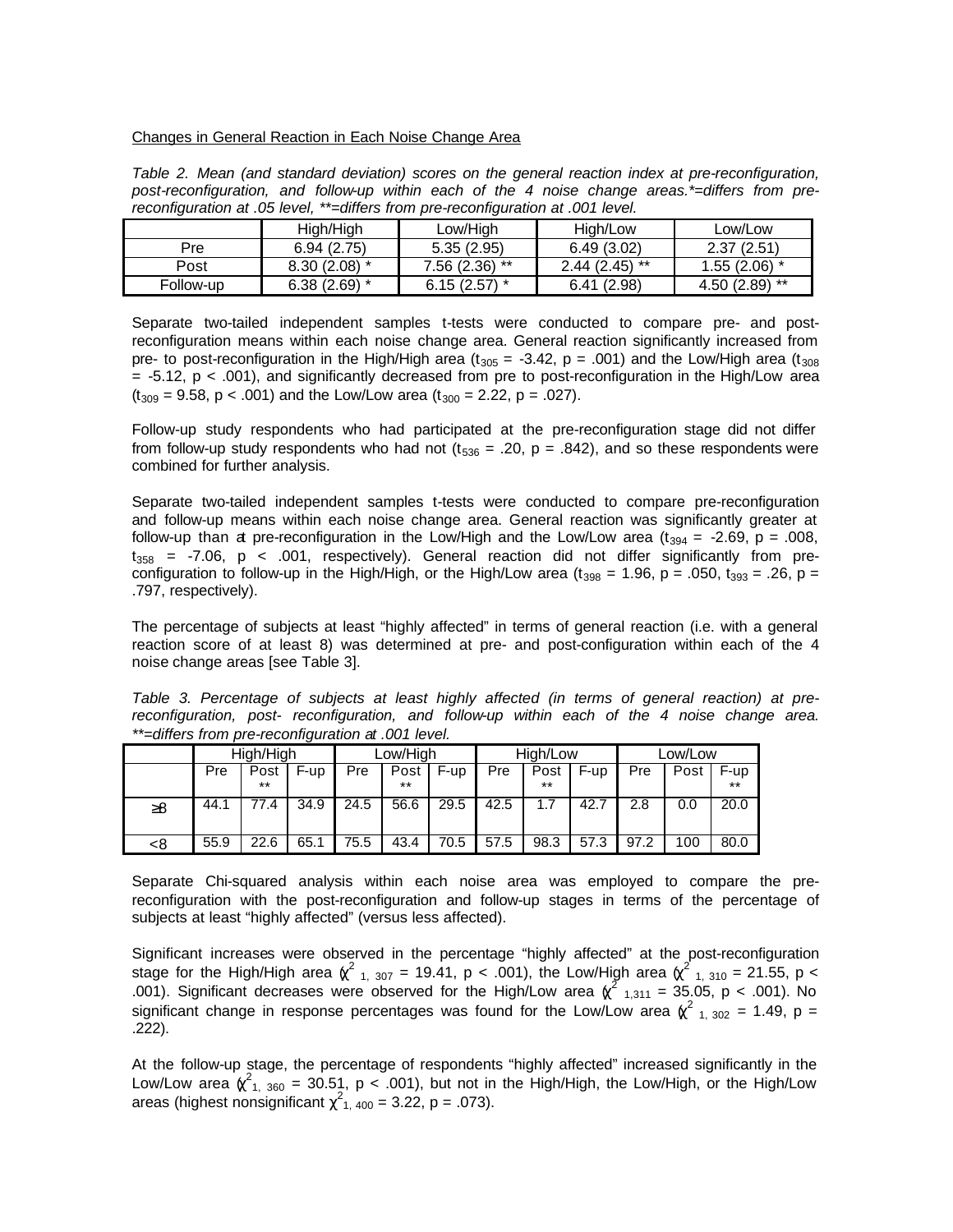Changes in General Reaction in Each Noise Change Area

*Table 2. Mean (and standard deviation) scores on the general reaction index at pre-reconfiguration, post-reconfiguration, and follow-up within each of the 4 noise change areas.*=differs from pre-reconfiguration at .05 level, **=differs from pre-reconfiguration at .001 level.*

| | High/High | Low/High | High/Low | Low/Low |
|---|---|---|---|---|
| Pre | 6.94 (2.75) | 5.35 (2.95) | 6.49 (3.02) | 2.37 (2.51) |
| Post | 8.30 (2.08) * | 7.56 (2.36) ** | 2.44 (2.45) ** | 1.55 (2.06) * |
| Follow-up | 6.38 (2.69) * | 6.15 (2.57) * | 6.41 (2.98) | 4.50 (2.89) ** |

Separate two-tailed independent samples t-tests were conducted to compare pre- and post-reconfiguration means within each noise change area. General reaction significantly increased from pre- to post-reconfiguration in the High/High area ($t_{305}$ = -3.42, p = .001) and the Low/High area ($t_{308}$ = -5.12, p < .001), and significantly decreased from pre to post-reconfiguration in the High/Low area ($t_{309}$ = 9.58, p < .001) and the Low/Low area ($t_{300}$ = 2.22, p = .027).

Follow-up study respondents who had participated at the pre-reconfiguration stage did not differ from follow-up study respondents who had not ($t_{536}$ = .20, p = .842), and so these respondents were combined for further analysis.

Separate two-tailed independent samples t-tests were conducted to compare pre-reconfiguration and follow-up means within each noise change area. General reaction was significantly greater at follow-up than at pre-reconfiguration in the Low/High and the Low/Low area ($t_{394}$ = -2.69, p = .008, $t_{358}$ = -7.06, p < .001, respectively). General reaction did not differ significantly from pre-configuration to follow-up in the High/High, or the High/Low area ($t_{398}$ = 1.96, p = .050, $t_{393}$ = .26, p = .797, respectively).

The percentage of subjects at least "highly affected" in terms of general reaction (i.e. with a general reaction score of at least 8) was determined at pre- and post-configuration within each of the 4 noise change areas [see Table 3].

*Table 3. Percentage of subjects at least highly affected (in terms of general reaction) at pre-reconfiguration, post- reconfiguration, and follow-up within each of the 4 noise change area. **=differs from pre-reconfiguration at .001 level.*

| | High/High | | | Low/High | | | High/Low | | | Low/Low | | |
|---|---|---|---|---|---|---|---|---|---|---|---|---|
| | Pre | Post ** | F-up | Pre | Post ** | F-up | Pre | Post ** | F-up | Pre | Post | F-up ** |
| ≥8 | 44.1 | 77.4 | 34.9 | 24.5 | 56.6 | 29.5 | 42.5 | 1.7 | 42.7 | 2.8 | 0.0 | 20.0 |
| <8 | 55.9 | 22.6 | 65.1 | 75.5 | 43.4 | 70.5 | 57.5 | 98.3 | 57.3 | 97.2 | 100 | 80.0 |

Separate Chi-squared analysis within each noise area was employed to compare the pre-reconfiguration with the post-reconfiguration and follow-up stages in terms of the percentage of subjects at least "highly affected" (versus less affected).

Significant increases were observed in the percentage "highly affected" at the post-reconfiguration stage for the High/High area ($\chi^2_{1,\ 307}$ = 19.41, p < .001), the Low/High area ($\chi^2_{1,\ 310}$ = 21.55, p < .001). Significant decreases were observed for the High/Low area ($\chi^2_{1,311}$ = 35.05, p < .001). No significant change in response percentages was found for the Low/Low area ($\chi^2_{1,\ 302}$ = 1.49, p = .222).

At the follow-up stage, the percentage of respondents "highly affected" increased significantly in the Low/Low area ($\chi^2_{1,\ 360}$ = 30.51, p < .001), but not in the High/High, the Low/High, or the High/Low areas (highest nonsignificant $\chi^2_{1,\ 400}$ = 3.22, p = .073).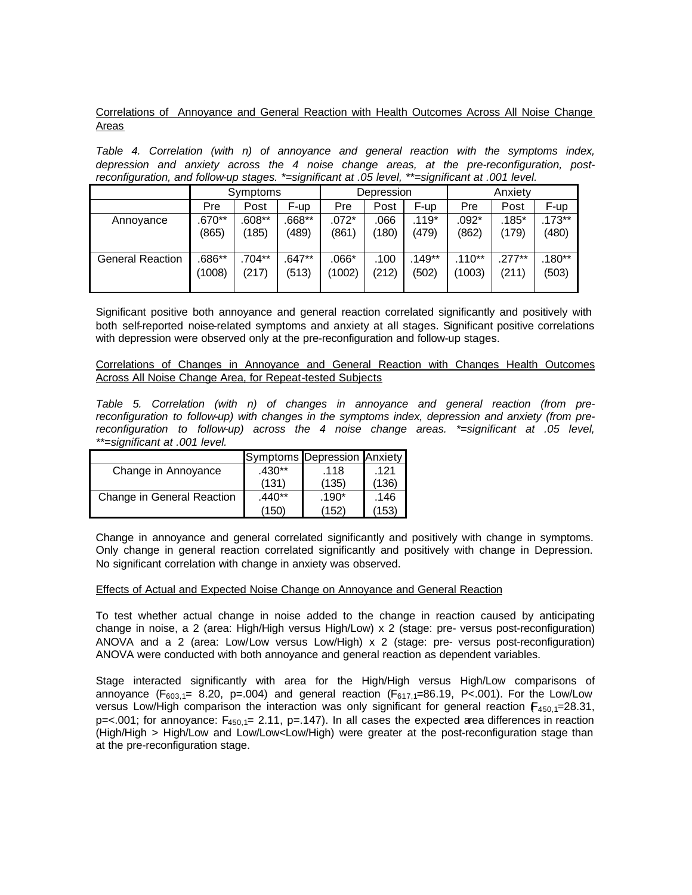Correlations of Annoyance and General Reaction with Health Outcomes Across All Noise Change Areas

*Table 4. Correlation (with n) of annoyance and general reaction with the symptoms index, depression and anxiety across the 4 noise change areas, at the pre-reconfiguration, post-reconfiguration, and follow-up stages. *=significant at .05 level, **=significant at .001 level.*

| | Symptoms | | | Depression | | | Anxiety | | |
|---|---|---|---|---|---|---|---|---|---|
| | Pre | Post | F-up | Pre | Post | F-up | Pre | Post | F-up |
| Annoyance | .670** (865) | .608** (185) | .668** (489) | .072* (861) | .066 (180) | .119* (479) | .092* (862) | .185* (179) | .173** (480) |
| General Reaction | .686** (1008) | .704** (217) | .647** (513) | .066* (1002) | .100 (212) | .149** (502) | .110** (1003) | .277** (211) | .180** (503) |

Significant positive both annoyance and general reaction correlated significantly and positively with both self-reported noise-related symptoms and anxiety at all stages. Significant positive correlations with depression were observed only at the pre-reconfiguration and follow-up stages.

Correlations of Changes in Annoyance and General Reaction with Changes Health Outcomes Across All Noise Change Area, for Repeat-tested Subjects

*Table 5. Correlation (with n) of changes in annoyance and general reaction (from pre-reconfiguration to follow-up) with changes in the symptoms index, depression and anxiety (from pre-reconfiguration to follow-up) across the 4 noise change areas. *=significant at .05 level, **=significant at .001 level.*

| | Symptoms | Depression | Anxiety |
|---|---|---|---|
| Change in Annoyance | .430** (131) | .118 (135) | .121 (136) |
| Change in General Reaction | .440** (150) | .190* (152) | .146 (153) |

Change in annoyance and general correlated significantly and positively with change in symptoms. Only change in general reaction correlated significantly and positively with change in Depression. No significant correlation with change in anxiety was observed.

Effects of Actual and Expected Noise Change on Annoyance and General Reaction

To test whether actual change in noise added to the change in reaction caused by anticipating change in noise, a 2 (area: High/High versus High/Low) x 2 (stage: pre- versus post-reconfiguration) ANOVA and a 2 (area: Low/Low versus Low/High) x 2 (stage: pre- versus post-reconfiguration) ANOVA were conducted with both annoyance and general reaction as dependent variables.

Stage interacted significantly with area for the High/High versus High/Low comparisons of annoyance ($F_{603,1}$= 8.20, p=.004) and general reaction ($F_{617,1}$=86.19, P<.001). For the Low/Low versus Low/High comparison the interaction was only significant for general reaction ($F_{450,1}$=28.31, p=<.001; for annoyance: $F_{450,1}$= 2.11, p=.147). In all cases the expected area differences in reaction (High/High > High/Low and Low/Low<Low/High) were greater at the post-reconfiguration stage than at the pre-reconfiguration stage.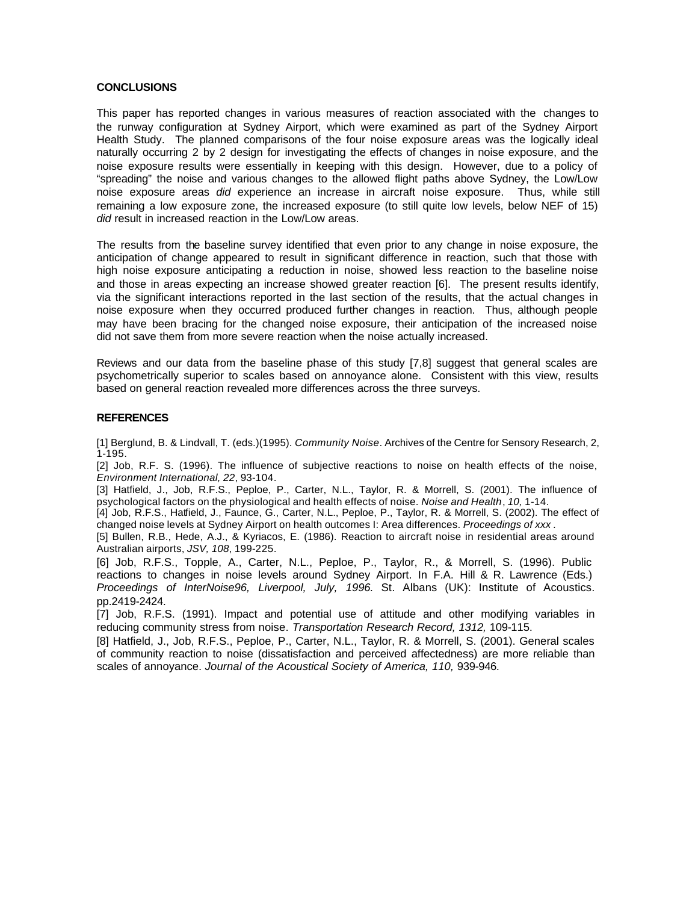## CONCLUSIONS

This paper has reported changes in various measures of reaction associated with the changes to the runway configuration at Sydney Airport, which were examined as part of the Sydney Airport Health Study. The planned comparisons of the four noise exposure areas was the logically ideal naturally occurring 2 by 2 design for investigating the effects of changes in noise exposure, and the noise exposure results were essentially in keeping with this design. However, due to a policy of "spreading" the noise and various changes to the allowed flight paths above Sydney, the Low/Low noise exposure areas *did* experience an increase in aircraft noise exposure. Thus, while still remaining a low exposure zone, the increased exposure (to still quite low levels, below NEF of 15) *did* result in increased reaction in the Low/Low areas.

The results from the baseline survey identified that even prior to any change in noise exposure, the anticipation of change appeared to result in significant difference in reaction, such that those with high noise exposure anticipating a reduction in noise, showed less reaction to the baseline noise and those in areas expecting an increase showed greater reaction [6]. The present results identify, via the significant interactions reported in the last section of the results, that the actual changes in noise exposure when they occurred produced further changes in reaction. Thus, although people may have been bracing for the changed noise exposure, their anticipation of the increased noise did not save them from more severe reaction when the noise actually increased.

Reviews and our data from the baseline phase of this study [7,8] suggest that general scales are psychometrically superior to scales based on annoyance alone. Consistent with this view, results based on general reaction revealed more differences across the three surveys.

## REFERENCES

[1] Berglund, B. & Lindvall, T. (eds.)(1995). *Community Noise*. Archives of the Centre for Sensory Research, 2, 1-195.

[2] Job, R.F. S. (1996). The influence of subjective reactions to noise on health effects of the noise, *Environment International, 22*, 93-104.

[3] Hatfield, J., Job, R.F.S., Peploe, P., Carter, N.L., Taylor, R. & Morrell, S. (2001). The influence of psychological factors on the physiological and health effects of noise. *Noise and Health*, *10,* 1-14.

[4] Job, R.F.S., Hatfield, J., Faunce, G., Carter, N.L., Peploe, P., Taylor, R. & Morrell, S. (2002). The effect of changed noise levels at Sydney Airport on health outcomes I: Area differences. *Proceedings of xxx* .

[5] Bullen, R.B., Hede, A.J., & Kyriacos, E. (1986). Reaction to aircraft noise in residential areas around Australian airports, *JSV, 108*, 199-225.

[6] Job, R.F.S., Topple, A., Carter, N.L., Peploe, P., Taylor, R., & Morrell, S. (1996). Public reactions to changes in noise levels around Sydney Airport. In F.A. Hill & R. Lawrence (Eds.) *Proceedings of InterNoise96, Liverpool, July, 1996.* St. Albans (UK): Institute of Acoustics. pp.2419-2424.

[7] Job, R.F.S. (1991). Impact and potential use of attitude and other modifying variables in reducing community stress from noise. *Transportation Research Record, 1312,* 109-115.

[8] Hatfield, J., Job, R.F.S., Peploe, P., Carter, N.L., Taylor, R. & Morrell, S. (2001). General scales of community reaction to noise (dissatisfaction and perceived affectedness) are more reliable than scales of annoyance. *Journal of the Acoustical Society of America, 110,* 939-946.